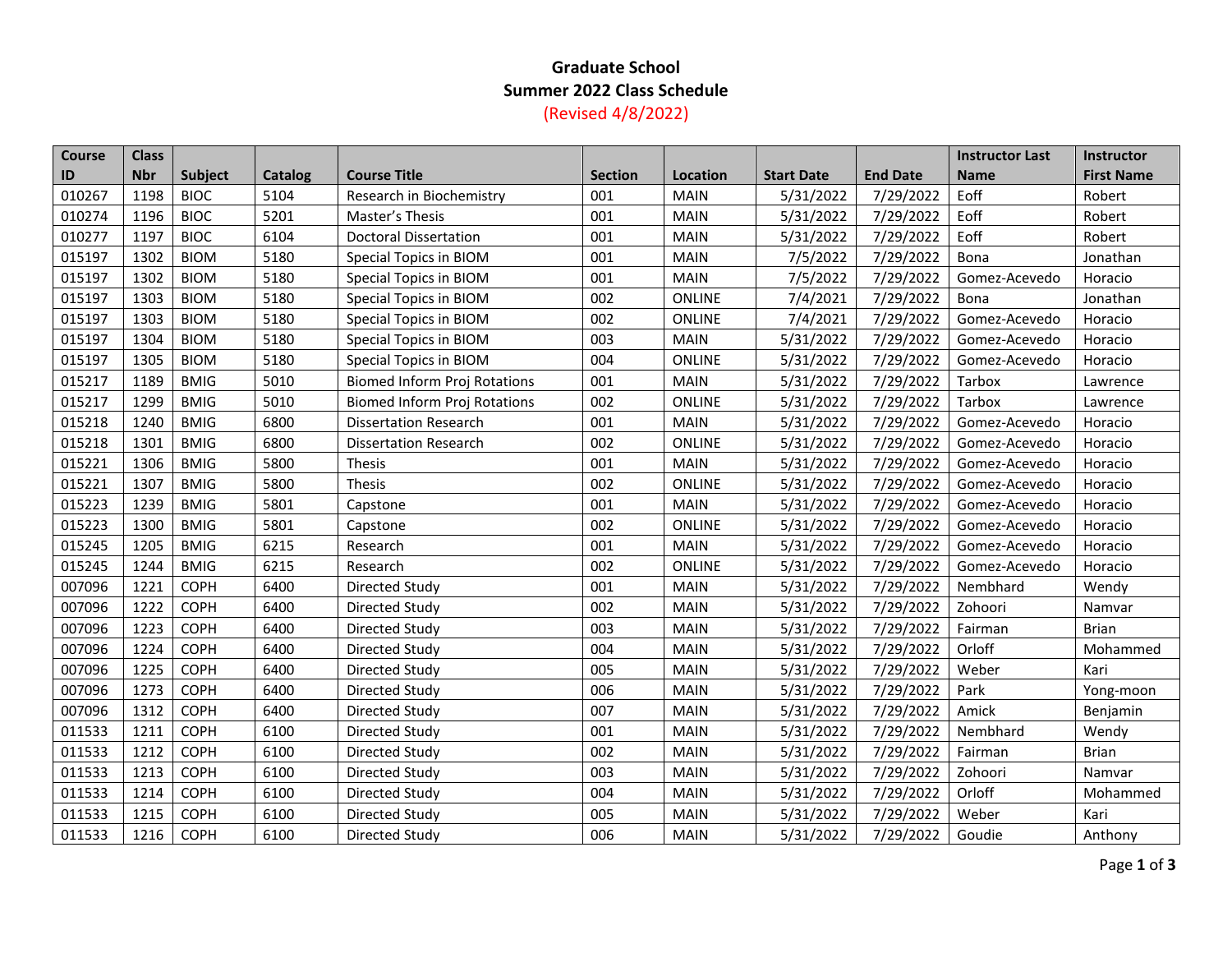# Graduate School

## Summer 2022 Class Schedule

(Revised 4/8/2022)

| Course ID | Class Nbr | Subject | Catalog | Course Title | Section | Location | Start Date | End Date | Instructor Last Name | Instructor First Name |
|---|---|---|---|---|---|---|---|---|---|---|
| 010267 | 1198 | BIOC | 5104 | Research in Biochemistry | 001 | MAIN | 5/31/2022 | 7/29/2022 | Eoff | Robert |
| 010274 | 1196 | BIOC | 5201 | Master's Thesis | 001 | MAIN | 5/31/2022 | 7/29/2022 | Eoff | Robert |
| 010277 | 1197 | BIOC | 6104 | Doctoral Dissertation | 001 | MAIN | 5/31/2022 | 7/29/2022 | Eoff | Robert |
| 015197 | 1302 | BIOM | 5180 | Special Topics in BIOM | 001 | MAIN | 7/5/2022 | 7/29/2022 | Bona | Jonathan |
| 015197 | 1302 | BIOM | 5180 | Special Topics in BIOM | 001 | MAIN | 7/5/2022 | 7/29/2022 | Gomez-Acevedo | Horacio |
| 015197 | 1303 | BIOM | 5180 | Special Topics in BIOM | 002 | ONLINE | 7/4/2021 | 7/29/2022 | Bona | Jonathan |
| 015197 | 1303 | BIOM | 5180 | Special Topics in BIOM | 002 | ONLINE | 7/4/2021 | 7/29/2022 | Gomez-Acevedo | Horacio |
| 015197 | 1304 | BIOM | 5180 | Special Topics in BIOM | 003 | MAIN | 5/31/2022 | 7/29/2022 | Gomez-Acevedo | Horacio |
| 015197 | 1305 | BIOM | 5180 | Special Topics in BIOM | 004 | ONLINE | 5/31/2022 | 7/29/2022 | Gomez-Acevedo | Horacio |
| 015217 | 1189 | BMIG | 5010 | Biomed Inform Proj Rotations | 001 | MAIN | 5/31/2022 | 7/29/2022 | Tarbox | Lawrence |
| 015217 | 1299 | BMIG | 5010 | Biomed Inform Proj Rotations | 002 | ONLINE | 5/31/2022 | 7/29/2022 | Tarbox | Lawrence |
| 015218 | 1240 | BMIG | 6800 | Dissertation Research | 001 | MAIN | 5/31/2022 | 7/29/2022 | Gomez-Acevedo | Horacio |
| 015218 | 1301 | BMIG | 6800 | Dissertation Research | 002 | ONLINE | 5/31/2022 | 7/29/2022 | Gomez-Acevedo | Horacio |
| 015221 | 1306 | BMIG | 5800 | Thesis | 001 | MAIN | 5/31/2022 | 7/29/2022 | Gomez-Acevedo | Horacio |
| 015221 | 1307 | BMIG | 5800 | Thesis | 002 | ONLINE | 5/31/2022 | 7/29/2022 | Gomez-Acevedo | Horacio |
| 015223 | 1239 | BMIG | 5801 | Capstone | 001 | MAIN | 5/31/2022 | 7/29/2022 | Gomez-Acevedo | Horacio |
| 015223 | 1300 | BMIG | 5801 | Capstone | 002 | ONLINE | 5/31/2022 | 7/29/2022 | Gomez-Acevedo | Horacio |
| 015245 | 1205 | BMIG | 6215 | Research | 001 | MAIN | 5/31/2022 | 7/29/2022 | Gomez-Acevedo | Horacio |
| 015245 | 1244 | BMIG | 6215 | Research | 002 | ONLINE | 5/31/2022 | 7/29/2022 | Gomez-Acevedo | Horacio |
| 007096 | 1221 | COPH | 6400 | Directed Study | 001 | MAIN | 5/31/2022 | 7/29/2022 | Nembhard | Wendy |
| 007096 | 1222 | COPH | 6400 | Directed Study | 002 | MAIN | 5/31/2022 | 7/29/2022 | Zohoori | Namvar |
| 007096 | 1223 | COPH | 6400 | Directed Study | 003 | MAIN | 5/31/2022 | 7/29/2022 | Fairman | Brian |
| 007096 | 1224 | COPH | 6400 | Directed Study | 004 | MAIN | 5/31/2022 | 7/29/2022 | Orloff | Mohammed |
| 007096 | 1225 | COPH | 6400 | Directed Study | 005 | MAIN | 5/31/2022 | 7/29/2022 | Weber | Kari |
| 007096 | 1273 | COPH | 6400 | Directed Study | 006 | MAIN | 5/31/2022 | 7/29/2022 | Park | Yong-moon |
| 007096 | 1312 | COPH | 6400 | Directed Study | 007 | MAIN | 5/31/2022 | 7/29/2022 | Amick | Benjamin |
| 011533 | 1211 | COPH | 6100 | Directed Study | 001 | MAIN | 5/31/2022 | 7/29/2022 | Nembhard | Wendy |
| 011533 | 1212 | COPH | 6100 | Directed Study | 002 | MAIN | 5/31/2022 | 7/29/2022 | Fairman | Brian |
| 011533 | 1213 | COPH | 6100 | Directed Study | 003 | MAIN | 5/31/2022 | 7/29/2022 | Zohoori | Namvar |
| 011533 | 1214 | COPH | 6100 | Directed Study | 004 | MAIN | 5/31/2022 | 7/29/2022 | Orloff | Mohammed |
| 011533 | 1215 | COPH | 6100 | Directed Study | 005 | MAIN | 5/31/2022 | 7/29/2022 | Weber | Kari |
| 011533 | 1216 | COPH | 6100 | Directed Study | 006 | MAIN | 5/31/2022 | 7/29/2022 | Goudie | Anthony |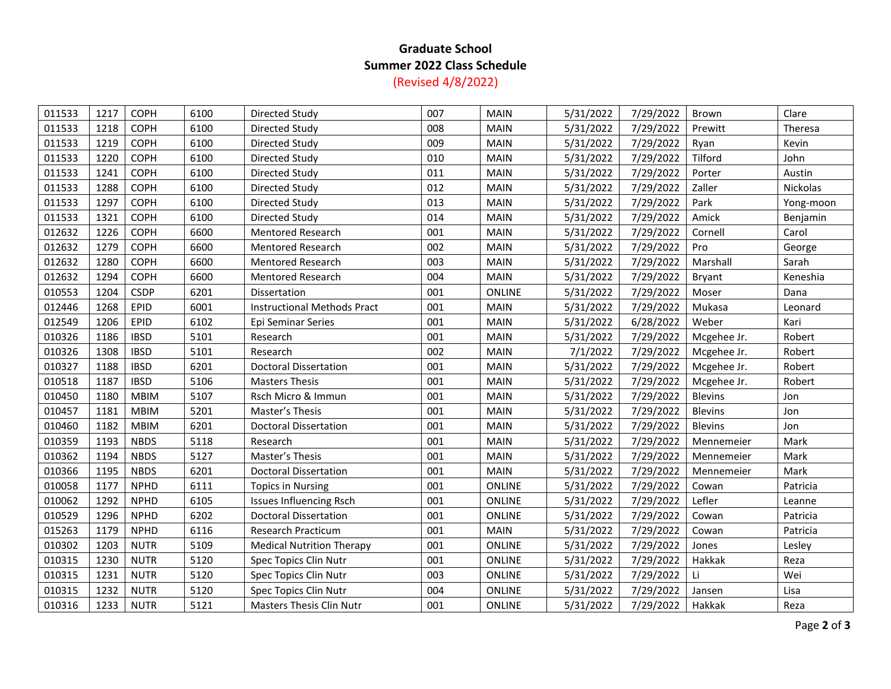**Graduate School**
**Summer 2022 Class Schedule**
(Revised 4/8/2022)

| | | | | | | | | | | |
|---|---|---|---|---|---|---|---|---|---|---|
| 011533 | 1217 | COPH | 6100 | Directed Study | 007 | MAIN | 5/31/2022 | 7/29/2022 | Brown | Clare |
| 011533 | 1218 | COPH | 6100 | Directed Study | 008 | MAIN | 5/31/2022 | 7/29/2022 | Prewitt | Theresa |
| 011533 | 1219 | COPH | 6100 | Directed Study | 009 | MAIN | 5/31/2022 | 7/29/2022 | Ryan | Kevin |
| 011533 | 1220 | COPH | 6100 | Directed Study | 010 | MAIN | 5/31/2022 | 7/29/2022 | Tilford | John |
| 011533 | 1241 | COPH | 6100 | Directed Study | 011 | MAIN | 5/31/2022 | 7/29/2022 | Porter | Austin |
| 011533 | 1288 | COPH | 6100 | Directed Study | 012 | MAIN | 5/31/2022 | 7/29/2022 | Zaller | Nickolas |
| 011533 | 1297 | COPH | 6100 | Directed Study | 013 | MAIN | 5/31/2022 | 7/29/2022 | Park | Yong-moon |
| 011533 | 1321 | COPH | 6100 | Directed Study | 014 | MAIN | 5/31/2022 | 7/29/2022 | Amick | Benjamin |
| 012632 | 1226 | COPH | 6600 | Mentored Research | 001 | MAIN | 5/31/2022 | 7/29/2022 | Cornell | Carol |
| 012632 | 1279 | COPH | 6600 | Mentored Research | 002 | MAIN | 5/31/2022 | 7/29/2022 | Pro | George |
| 012632 | 1280 | COPH | 6600 | Mentored Research | 003 | MAIN | 5/31/2022 | 7/29/2022 | Marshall | Sarah |
| 012632 | 1294 | COPH | 6600 | Mentored Research | 004 | MAIN | 5/31/2022 | 7/29/2022 | Bryant | Keneshia |
| 010553 | 1204 | CSDP | 6201 | Dissertation | 001 | ONLINE | 5/31/2022 | 7/29/2022 | Moser | Dana |
| 012446 | 1268 | EPID | 6001 | Instructional Methods Pract | 001 | MAIN | 5/31/2022 | 7/29/2022 | Mukasa | Leonard |
| 012549 | 1206 | EPID | 6102 | Epi Seminar Series | 001 | MAIN | 5/31/2022 | 6/28/2022 | Weber | Kari |
| 010326 | 1186 | IBSD | 5101 | Research | 001 | MAIN | 5/31/2022 | 7/29/2022 | Mcgehee Jr. | Robert |
| 010326 | 1308 | IBSD | 5101 | Research | 002 | MAIN | 7/1/2022 | 7/29/2022 | Mcgehee Jr. | Robert |
| 010327 | 1188 | IBSD | 6201 | Doctoral Dissertation | 001 | MAIN | 5/31/2022 | 7/29/2022 | Mcgehee Jr. | Robert |
| 010518 | 1187 | IBSD | 5106 | Masters Thesis | 001 | MAIN | 5/31/2022 | 7/29/2022 | Mcgehee Jr. | Robert |
| 010450 | 1180 | MBIM | 5107 | Rsch Micro & Immun | 001 | MAIN | 5/31/2022 | 7/29/2022 | Blevins | Jon |
| 010457 | 1181 | MBIM | 5201 | Master's Thesis | 001 | MAIN | 5/31/2022 | 7/29/2022 | Blevins | Jon |
| 010460 | 1182 | MBIM | 6201 | Doctoral Dissertation | 001 | MAIN | 5/31/2022 | 7/29/2022 | Blevins | Jon |
| 010359 | 1193 | NBDS | 5118 | Research | 001 | MAIN | 5/31/2022 | 7/29/2022 | Mennemeier | Mark |
| 010362 | 1194 | NBDS | 5127 | Master's Thesis | 001 | MAIN | 5/31/2022 | 7/29/2022 | Mennemeier | Mark |
| 010366 | 1195 | NBDS | 6201 | Doctoral Dissertation | 001 | MAIN | 5/31/2022 | 7/29/2022 | Mennemeier | Mark |
| 010058 | 1177 | NPHD | 6111 | Topics in Nursing | 001 | ONLINE | 5/31/2022 | 7/29/2022 | Cowan | Patricia |
| 010062 | 1292 | NPHD | 6105 | Issues Influencing Rsch | 001 | ONLINE | 5/31/2022 | 7/29/2022 | Lefler | Leanne |
| 010529 | 1296 | NPHD | 6202 | Doctoral Dissertation | 001 | ONLINE | 5/31/2022 | 7/29/2022 | Cowan | Patricia |
| 015263 | 1179 | NPHD | 6116 | Research Practicum | 001 | MAIN | 5/31/2022 | 7/29/2022 | Cowan | Patricia |
| 010302 | 1203 | NUTR | 5109 | Medical Nutrition Therapy | 001 | ONLINE | 5/31/2022 | 7/29/2022 | Jones | Lesley |
| 010315 | 1230 | NUTR | 5120 | Spec Topics Clin Nutr | 001 | ONLINE | 5/31/2022 | 7/29/2022 | Hakkak | Reza |
| 010315 | 1231 | NUTR | 5120 | Spec Topics Clin Nutr | 003 | ONLINE | 5/31/2022 | 7/29/2022 | Li | Wei |
| 010315 | 1232 | NUTR | 5120 | Spec Topics Clin Nutr | 004 | ONLINE | 5/31/2022 | 7/29/2022 | Jansen | Lisa |
| 010316 | 1233 | NUTR | 5121 | Masters Thesis Clin Nutr | 001 | ONLINE | 5/31/2022 | 7/29/2022 | Hakkak | Reza |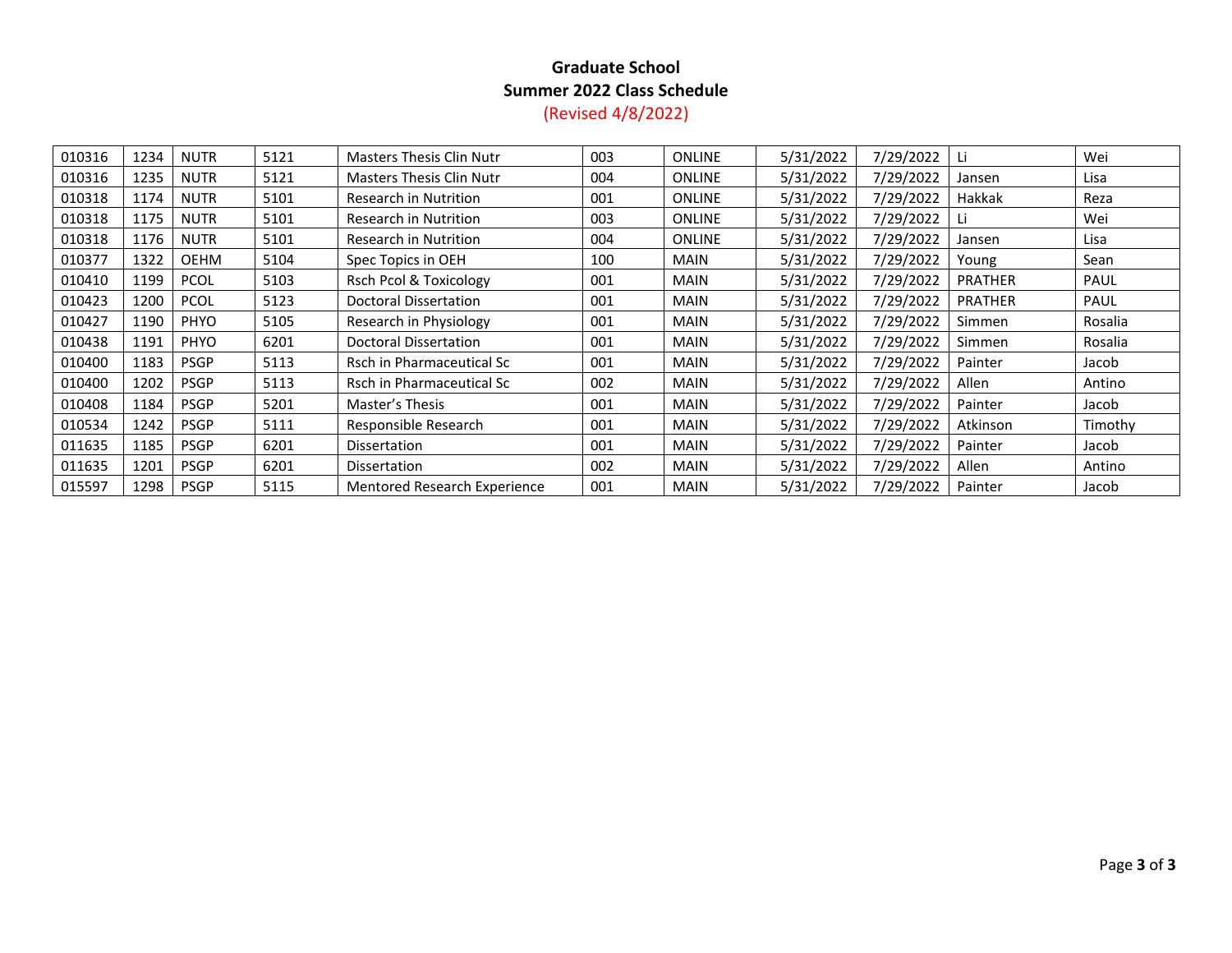**Graduate School**
**Summer 2022 Class Schedule**
(Revised 4/8/2022)

| | | | | | | | | | | |
|---|---|---|---|---|---|---|---|---|---|---|
| 010316 | 1234 | NUTR | 5121 | Masters Thesis Clin Nutr | 003 | ONLINE | 5/31/2022 | 7/29/2022 | Li | Wei |
| 010316 | 1235 | NUTR | 5121 | Masters Thesis Clin Nutr | 004 | ONLINE | 5/31/2022 | 7/29/2022 | Jansen | Lisa |
| 010318 | 1174 | NUTR | 5101 | Research in Nutrition | 001 | ONLINE | 5/31/2022 | 7/29/2022 | Hakkak | Reza |
| 010318 | 1175 | NUTR | 5101 | Research in Nutrition | 003 | ONLINE | 5/31/2022 | 7/29/2022 | Li | Wei |
| 010318 | 1176 | NUTR | 5101 | Research in Nutrition | 004 | ONLINE | 5/31/2022 | 7/29/2022 | Jansen | Lisa |
| 010377 | 1322 | OEHM | 5104 | Spec Topics in OEH | 100 | MAIN | 5/31/2022 | 7/29/2022 | Young | Sean |
| 010410 | 1199 | PCOL | 5103 | Rsch Pcol & Toxicology | 001 | MAIN | 5/31/2022 | 7/29/2022 | PRATHER | PAUL |
| 010423 | 1200 | PCOL | 5123 | Doctoral Dissertation | 001 | MAIN | 5/31/2022 | 7/29/2022 | PRATHER | PAUL |
| 010427 | 1190 | PHYO | 5105 | Research in Physiology | 001 | MAIN | 5/31/2022 | 7/29/2022 | Simmen | Rosalia |
| 010438 | 1191 | PHYO | 6201 | Doctoral Dissertation | 001 | MAIN | 5/31/2022 | 7/29/2022 | Simmen | Rosalia |
| 010400 | 1183 | PSGP | 5113 | Rsch in Pharmaceutical Sc | 001 | MAIN | 5/31/2022 | 7/29/2022 | Painter | Jacob |
| 010400 | 1202 | PSGP | 5113 | Rsch in Pharmaceutical Sc | 002 | MAIN | 5/31/2022 | 7/29/2022 | Allen | Antino |
| 010408 | 1184 | PSGP | 5201 | Master's Thesis | 001 | MAIN | 5/31/2022 | 7/29/2022 | Painter | Jacob |
| 010534 | 1242 | PSGP | 5111 | Responsible Research | 001 | MAIN | 5/31/2022 | 7/29/2022 | Atkinson | Timothy |
| 011635 | 1185 | PSGP | 6201 | Dissertation | 001 | MAIN | 5/31/2022 | 7/29/2022 | Painter | Jacob |
| 011635 | 1201 | PSGP | 6201 | Dissertation | 002 | MAIN | 5/31/2022 | 7/29/2022 | Allen | Antino |
| 015597 | 1298 | PSGP | 5115 | Mentored Research Experience | 001 | MAIN | 5/31/2022 | 7/29/2022 | Painter | Jacob |